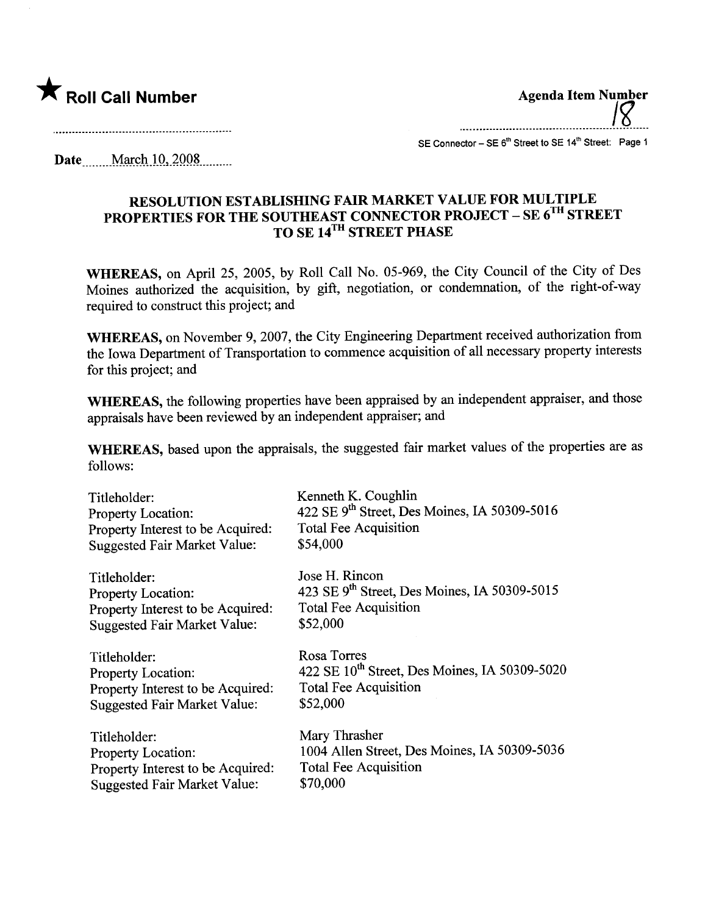★ **Roll Call Number**

**Agenda Item Number**
18

SE Connector – SE 6th Street to SE 14th Street: Page 1

**Date** March 10, 2008

# RESOLUTION ESTABLISHING FAIR MARKET VALUE FOR MULTIPLE PROPERTIES FOR THE SOUTHEAST CONNECTOR PROJECT – SE 6TH STREET TO SE 14TH STREET PHASE

**WHEREAS,** on April 25, 2005, by Roll Call No. 05-969, the City Council of the City of Des Moines authorized the acquisition, by gift, negotiation, or condemnation, of the right-of-way required to construct this project; and

**WHEREAS,** on November 9, 2007, the City Engineering Department received authorization from the Iowa Department of Transportation to commence acquisition of all necessary property interests for this project; and

**WHEREAS,** the following properties have been appraised by an independent appraiser, and those appraisals have been reviewed by an independent appraiser; and

**WHEREAS,** based upon the appraisals, the suggested fair market values of the properties are as follows:

Titleholder: Kenneth K. Coughlin
Property Location: 422 SE 9th Street, Des Moines, IA 50309-5016
Property Interest to be Acquired: Total Fee Acquisition
Suggested Fair Market Value: $54,000

Titleholder: Jose H. Rincon
Property Location: 423 SE 9th Street, Des Moines, IA 50309-5015
Property Interest to be Acquired: Total Fee Acquisition
Suggested Fair Market Value: $52,000

Titleholder: Rosa Torres
Property Location: 422 SE 10th Street, Des Moines, IA 50309-5020
Property Interest to be Acquired: Total Fee Acquisition
Suggested Fair Market Value: $52,000

Titleholder: Mary Thrasher
Property Location: 1004 Allen Street, Des Moines, IA 50309-5036
Property Interest to be Acquired: Total Fee Acquisition
Suggested Fair Market Value: $70,000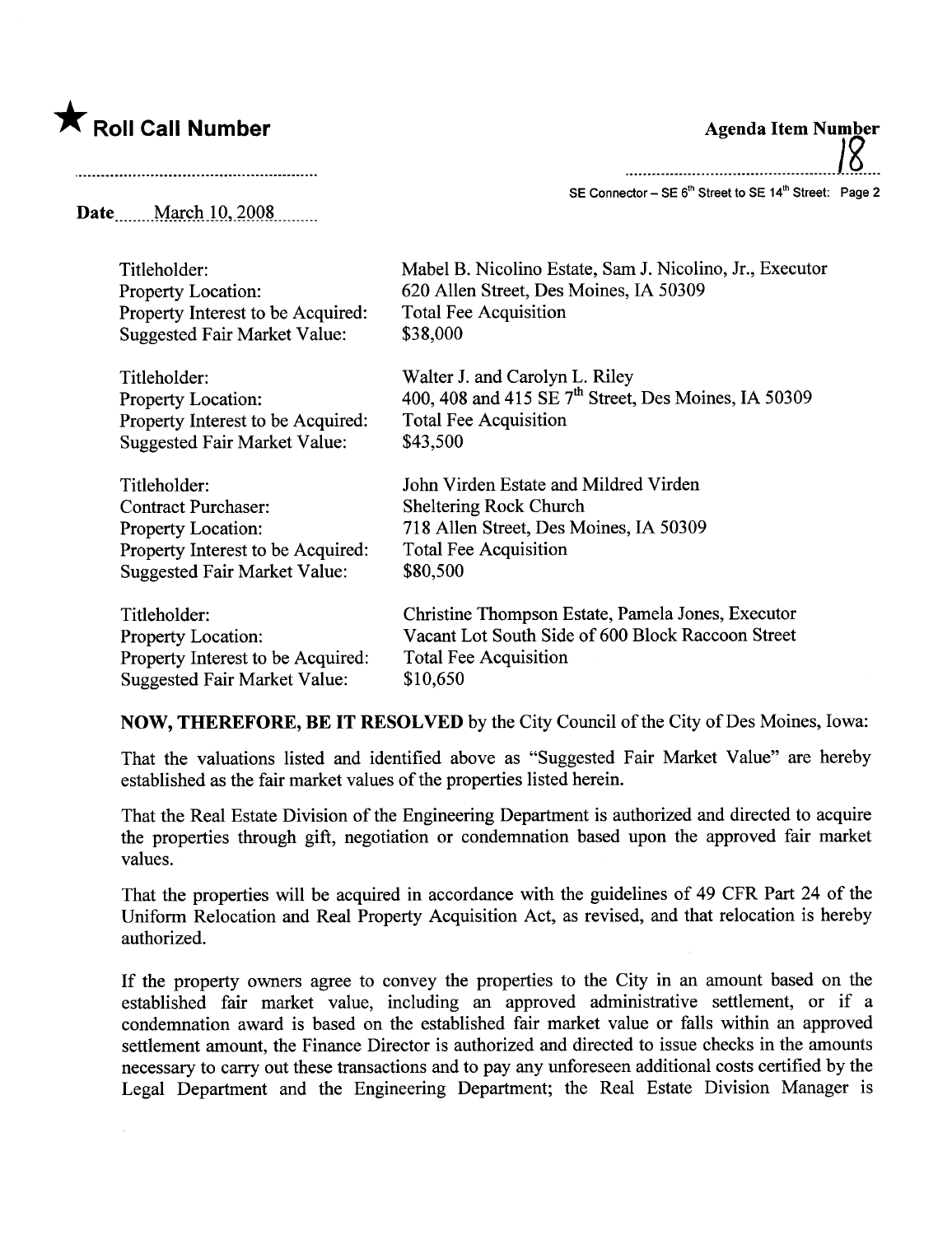Date March 10, 2008

| | |
|---|---|
| Titleholder: | Mabel B. Nicolino Estate, Sam J. Nicolino, Jr., Executor |
| Property Location: | 620 Allen Street, Des Moines, IA 50309 |
| Property Interest to be Acquired: | Total Fee Acquisition |
| Suggested Fair Market Value: | \$38,000 |

| | |
|---|---|
| Titleholder: | Walter J. and Carolyn L. Riley |
| Property Location: | 400, 408 and 415 SE 7th Street, Des Moines, IA 50309 |
| Property Interest to be Acquired: | Total Fee Acquisition |
| Suggested Fair Market Value: | \$43,500 |

| | |
|---|---|
| Titleholder: | John Virden Estate and Mildred Virden |
| Contract Purchaser: | Sheltering Rock Church |
| Property Location: | 718 Allen Street, Des Moines, IA 50309 |
| Property Interest to be Acquired: | Total Fee Acquisition |
| Suggested Fair Market Value: | \$80,500 |

| | |
|---|---|
| Titleholder: | Christine Thompson Estate, Pamela Jones, Executor |
| Property Location: | Vacant Lot South Side of 600 Block Raccoon Street |
| Property Interest to be Acquired: | Total Fee Acquisition |
| Suggested Fair Market Value: | \$10,650 |

**NOW, THEREFORE, BE IT RESOLVED** by the City Council of the City of Des Moines, Iowa:

That the valuations listed and identified above as "Suggested Fair Market Value" are hereby established as the fair market values of the properties listed herein.

That the Real Estate Division of the Engineering Department is authorized and directed to acquire the properties through gift, negotiation or condemnation based upon the approved fair market values.

That the properties will be acquired in accordance with the guidelines of 49 CFR Part 24 of the Uniform Relocation and Real Property Acquisition Act, as revised, and that relocation is hereby authorized.

If the property owners agree to convey the properties to the City in an amount based on the established fair market value, including an approved administrative settlement, or if a condemnation award is based on the established fair market value or falls within an approved settlement amount, the Finance Director is authorized and directed to issue checks in the amounts necessary to carry out these transactions and to pay any unforeseen additional costs certified by the Legal Department and the Engineering Department; the Real Estate Division Manager is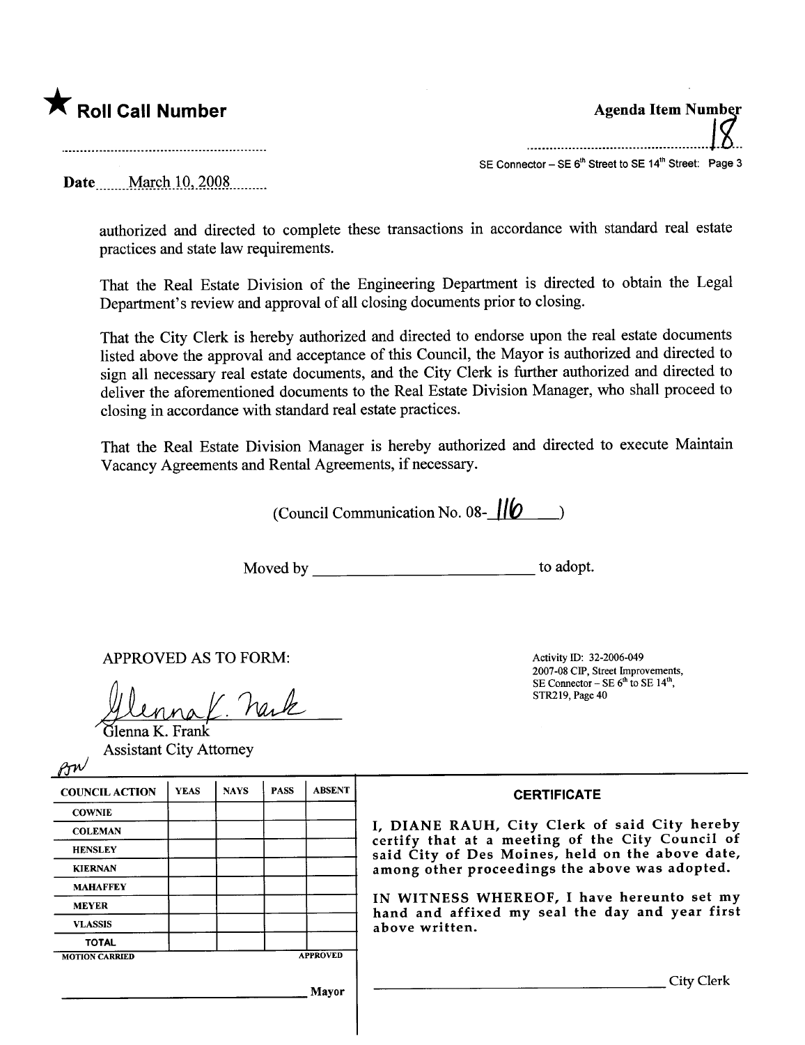★ **Roll Call Number**

**Agenda Item Number** 18

SE Connector – SE 6th Street to SE 14th Street: Page 3

**Date** March 10, 2008

authorized and directed to complete these transactions in accordance with standard real estate practices and state law requirements.

That the Real Estate Division of the Engineering Department is directed to obtain the Legal Department's review and approval of all closing documents prior to closing.

That the City Clerk is hereby authorized and directed to endorse upon the real estate documents listed above the approval and acceptance of this Council, the Mayor is authorized and directed to sign all necessary real estate documents, and the City Clerk is further authorized and directed to deliver the aforementioned documents to the Real Estate Division Manager, who shall proceed to closing in accordance with standard real estate practices.

That the Real Estate Division Manager is hereby authorized and directed to execute Maintain Vacancy Agreements and Rental Agreements, if necessary.

(Council Communication No. 08-116)

Moved by ______________________ to adopt.

APPROVED AS TO FORM:

Glenna K. Frank
Assistant City Attorney

Activity ID: 32-2006-049
2007-08 CIP, Street Improvements,
SE Connector – SE 6th to SE 14th,
STR219, Page 40

| COUNCIL ACTION | YEAS | NAYS | PASS | ABSENT |
|---|---|---|---|---|
| COWNIE | | | | |
| COLEMAN | | | | |
| HENSLEY | | | | |
| KIERNAN | | | | |
| MAHAFFEY | | | | |
| MEYER | | | | |
| VLASSIS | | | | |
| TOTAL | | | | |

MOTION CARRIED APPROVED

______________________ Mayor

**CERTIFICATE**

I, DIANE RAUH, City Clerk of said City hereby certify that at a meeting of the City Council of said City of Des Moines, held on the above date, among other proceedings the above was adopted.

IN WITNESS WHEREOF, I have hereunto set my hand and affixed my seal the day and year first above written.

______________________ City Clerk